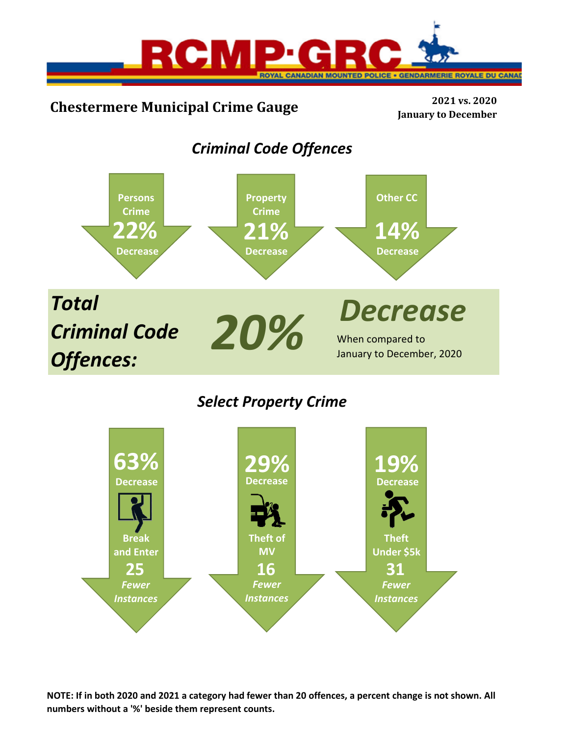RCMP·GRC

ROYAL CANADIAN MOUNTED POLICE • GENDARMERIE ROYALE DU CANADA

# Chestermere Municipal Crime Gauge

**2021 vs. 2020**
**January to December**

## *Criminal Code Offences*

- **Persons Crime** — **22%** Decrease
- **Property Crime** — **21%** Decrease
- **Other CC** — **14%** Decrease

***Total Criminal Code Offences:*** ***20%*** ***Decrease***

When compared to January to December, 2020

## *Select Property Crime*

- **63%** Decrease — **Break and Enter** — **25** *Fewer Instances*
- **29%** Decrease — **Theft of MV** — **16** *Fewer Instances*
- **19%** Decrease — **Theft Under $5k** — **31** *Fewer Instances*

**NOTE: If in both 2020 and 2021 a category had fewer than 20 offences, a percent change is not shown. All numbers without a '%' beside them represent counts.**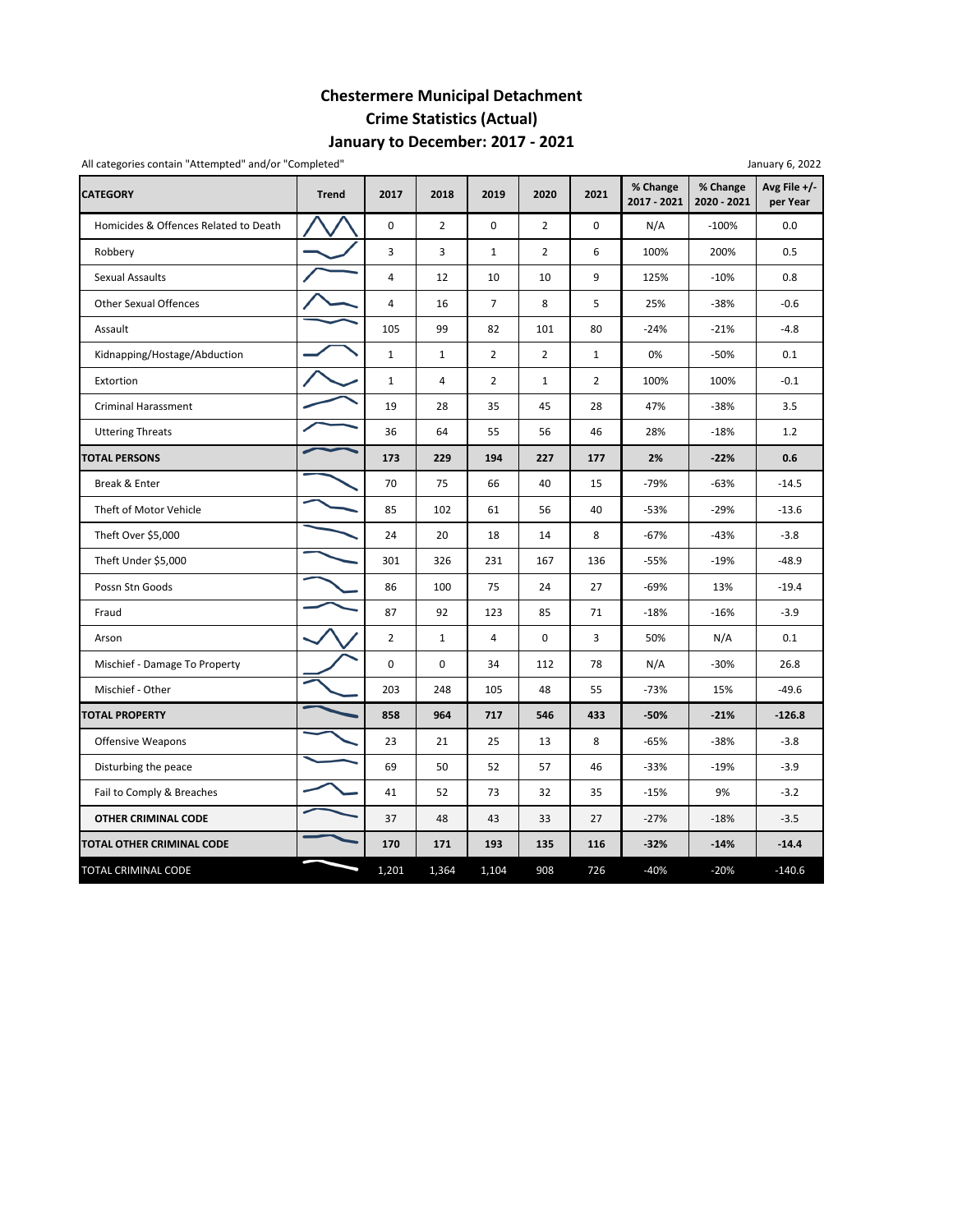# Chestermere Municipal Detachment
## Crime Statistics (Actual)
## January to December: 2017 - 2021

All categories contain "Attempted" and/or "Completed"

January 6, 2022

| CATEGORY | Trend | 2017 | 2018 | 2019 | 2020 | 2021 | % Change 2017 - 2021 | % Change 2020 - 2021 | Avg File +/- per Year |
|---|---|---|---|---|---|---|---|---|---|
| Homicides & Offences Related to Death | | 0 | 2 | 0 | 2 | 0 | N/A | -100% | 0.0 |
| Robbery | | 3 | 3 | 1 | 2 | 6 | 100% | 200% | 0.5 |
| Sexual Assaults | | 4 | 12 | 10 | 10 | 9 | 125% | -10% | 0.8 |
| Other Sexual Offences | | 4 | 16 | 7 | 8 | 5 | 25% | -38% | -0.6 |
| Assault | | 105 | 99 | 82 | 101 | 80 | -24% | -21% | -4.8 |
| Kidnapping/Hostage/Abduction | | 1 | 1 | 2 | 2 | 1 | 0% | -50% | 0.1 |
| Extortion | | 1 | 4 | 2 | 1 | 2 | 100% | 100% | -0.1 |
| Criminal Harassment | | 19 | 28 | 35 | 45 | 28 | 47% | -38% | 3.5 |
| Uttering Threats | | 36 | 64 | 55 | 56 | 46 | 28% | -18% | 1.2 |
| **TOTAL PERSONS** | | **173** | **229** | **194** | **227** | **177** | **2%** | **-22%** | **0.6** |
| Break & Enter | | 70 | 75 | 66 | 40 | 15 | -79% | -63% | -14.5 |
| Theft of Motor Vehicle | | 85 | 102 | 61 | 56 | 40 | -53% | -29% | -13.6 |
| Theft Over $5,000 | | 24 | 20 | 18 | 14 | 8 | -67% | -43% | -3.8 |
| Theft Under $5,000 | | 301 | 326 | 231 | 167 | 136 | -55% | -19% | -48.9 |
| Possn Stn Goods | | 86 | 100 | 75 | 24 | 27 | -69% | 13% | -19.4 |
| Fraud | | 87 | 92 | 123 | 85 | 71 | -18% | -16% | -3.9 |
| Arson | | 2 | 1 | 4 | 0 | 3 | 50% | N/A | 0.1 |
| Mischief - Damage To Property | | 0 | 0 | 34 | 112 | 78 | N/A | -30% | 26.8 |
| Mischief - Other | | 203 | 248 | 105 | 48 | 55 | -73% | 15% | -49.6 |
| **TOTAL PROPERTY** | | **858** | **964** | **717** | **546** | **433** | **-50%** | **-21%** | **-126.8** |
| Offensive Weapons | | 23 | 21 | 25 | 13 | 8 | -65% | -38% | -3.8 |
| Disturbing the peace | | 69 | 50 | 52 | 57 | 46 | -33% | -19% | -3.9 |
| Fail to Comply & Breaches | | 41 | 52 | 73 | 32 | 35 | -15% | 9% | -3.2 |
| **OTHER CRIMINAL CODE** | | 37 | 48 | 43 | 33 | 27 | -27% | -18% | -3.5 |
| **TOTAL OTHER CRIMINAL CODE** | | **170** | **171** | **193** | **135** | **116** | **-32%** | **-14%** | **-14.4** |
| TOTAL CRIMINAL CODE | | 1,201 | 1,364 | 1,104 | 908 | 726 | -40% | -20% | -140.6 |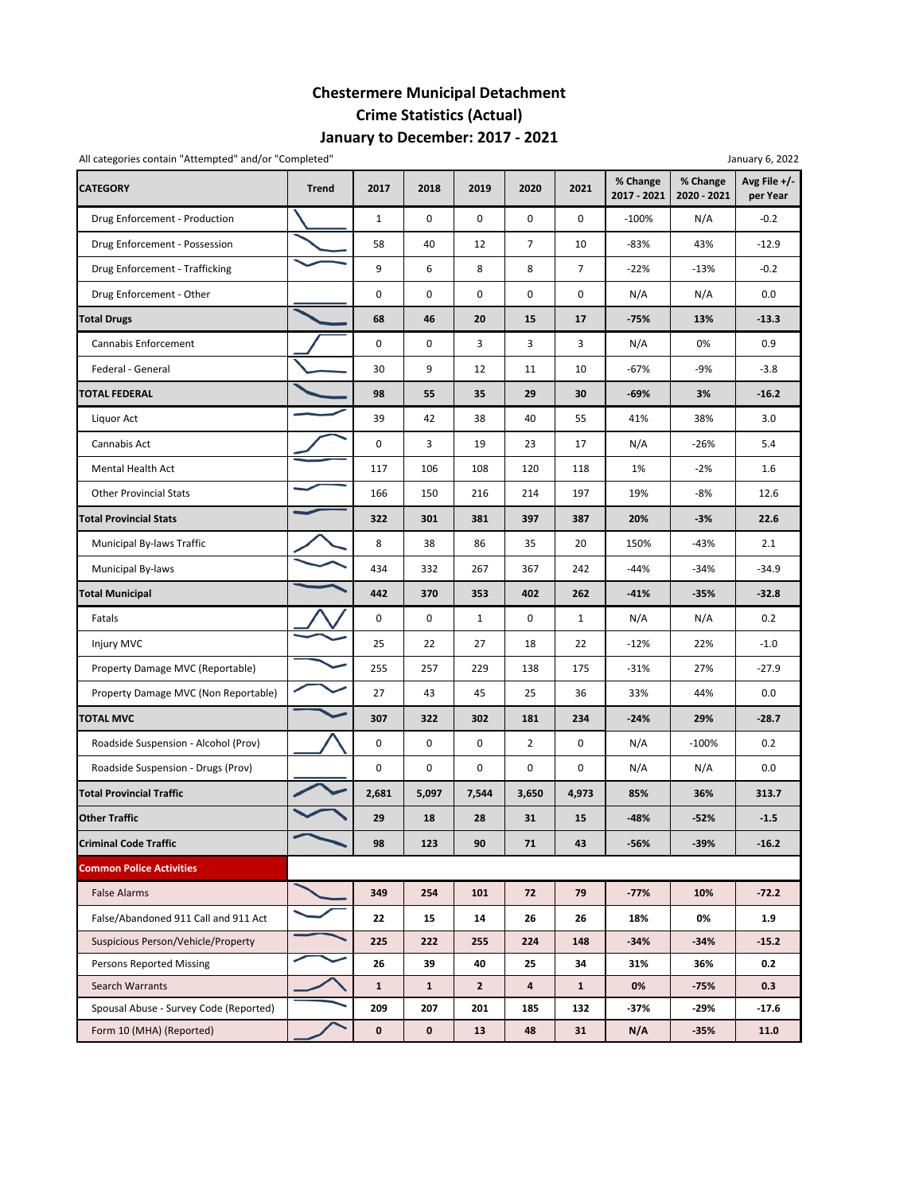# Chestermere Municipal Detachment
## Crime Statistics (Actual)
## January to December: 2017 - 2021

All categories contain "Attempted" and/or "Completed"

January 6, 2022

| CATEGORY | Trend | 2017 | 2018 | 2019 | 2020 | 2021 | % Change 2017 - 2021 | % Change 2020 - 2021 | Avg File +/- per Year |
|---|---|---|---|---|---|---|---|---|---|
| Drug Enforcement - Production | | 1 | 0 | 0 | 0 | 0 | -100% | N/A | -0.2 |
| Drug Enforcement - Possession | | 58 | 40 | 12 | 7 | 10 | -83% | 43% | -12.9 |
| Drug Enforcement - Trafficking | | 9 | 6 | 8 | 8 | 7 | -22% | -13% | -0.2 |
| Drug Enforcement - Other | | 0 | 0 | 0 | 0 | 0 | N/A | N/A | 0.0 |
| **Total Drugs** | | **68** | **46** | **20** | **15** | **17** | **-75%** | **13%** | **-13.3** |
| Cannabis Enforcement | | 0 | 0 | 3 | 3 | 3 | N/A | 0% | 0.9 |
| Federal - General | | 30 | 9 | 12 | 11 | 10 | -67% | -9% | -3.8 |
| **TOTAL FEDERAL** | | **98** | **55** | **35** | **29** | **30** | **-69%** | **3%** | **-16.2** |
| Liquor Act | | 39 | 42 | 38 | 40 | 55 | 41% | 38% | 3.0 |
| Cannabis Act | | 0 | 3 | 19 | 23 | 17 | N/A | -26% | 5.4 |
| Mental Health Act | | 117 | 106 | 108 | 120 | 118 | 1% | -2% | 1.6 |
| Other Provincial Stats | | 166 | 150 | 216 | 214 | 197 | 19% | -8% | 12.6 |
| **Total Provincial Stats** | | **322** | **301** | **381** | **397** | **387** | **20%** | **-3%** | **22.6** |
| Municipal By-laws Traffic | | 8 | 38 | 86 | 35 | 20 | 150% | -43% | 2.1 |
| Municipal By-laws | | 434 | 332 | 267 | 367 | 242 | -44% | -34% | -34.9 |
| **Total Municipal** | | **442** | **370** | **353** | **402** | **262** | **-41%** | **-35%** | **-32.8** |
| Fatals | | 0 | 0 | 1 | 0 | 1 | N/A | N/A | 0.2 |
| Injury MVC | | 25 | 22 | 27 | 18 | 22 | -12% | 22% | -1.0 |
| Property Damage MVC (Reportable) | | 255 | 257 | 229 | 138 | 175 | -31% | 27% | -27.9 |
| Property Damage MVC (Non Reportable) | | 27 | 43 | 45 | 25 | 36 | 33% | 44% | 0.0 |
| **TOTAL MVC** | | **307** | **322** | **302** | **181** | **234** | **-24%** | **29%** | **-28.7** |
| Roadside Suspension - Alcohol (Prov) | | 0 | 0 | 0 | 2 | 0 | N/A | -100% | 0.2 |
| Roadside Suspension - Drugs (Prov) | | 0 | 0 | 0 | 0 | 0 | N/A | N/A | 0.0 |
| **Total Provincial Traffic** | | **2,681** | **5,097** | **7,544** | **3,650** | **4,973** | **85%** | **36%** | **313.7** |
| **Other Traffic** | | **29** | **18** | **28** | **31** | **15** | **-48%** | **-52%** | **-1.5** |
| **Criminal Code Traffic** | | **98** | **123** | **90** | **71** | **43** | **-56%** | **-39%** | **-16.2** |
| **Common Police Activities** | | | | | | | | | |
| False Alarms | | **349** | **254** | **101** | **72** | **79** | **-77%** | **10%** | **-72.2** |
| False/Abandoned 911 Call and 911 Act | | **22** | **15** | **14** | **26** | **26** | **18%** | **0%** | **1.9** |
| Suspicious Person/Vehicle/Property | | **225** | **222** | **255** | **224** | **148** | **-34%** | **-34%** | **-15.2** |
| Persons Reported Missing | | **26** | **39** | **40** | **25** | **34** | **31%** | **36%** | **0.2** |
| Search Warrants | | **1** | **1** | **2** | **4** | **1** | **0%** | **-75%** | **0.3** |
| Spousal Abuse - Survey Code (Reported) | | **209** | **207** | **201** | **185** | **132** | **-37%** | **-29%** | **-17.6** |
| Form 10 (MHA) (Reported) | | **0** | **0** | **13** | **48** | **31** | **N/A** | **-35%** | **11.0** |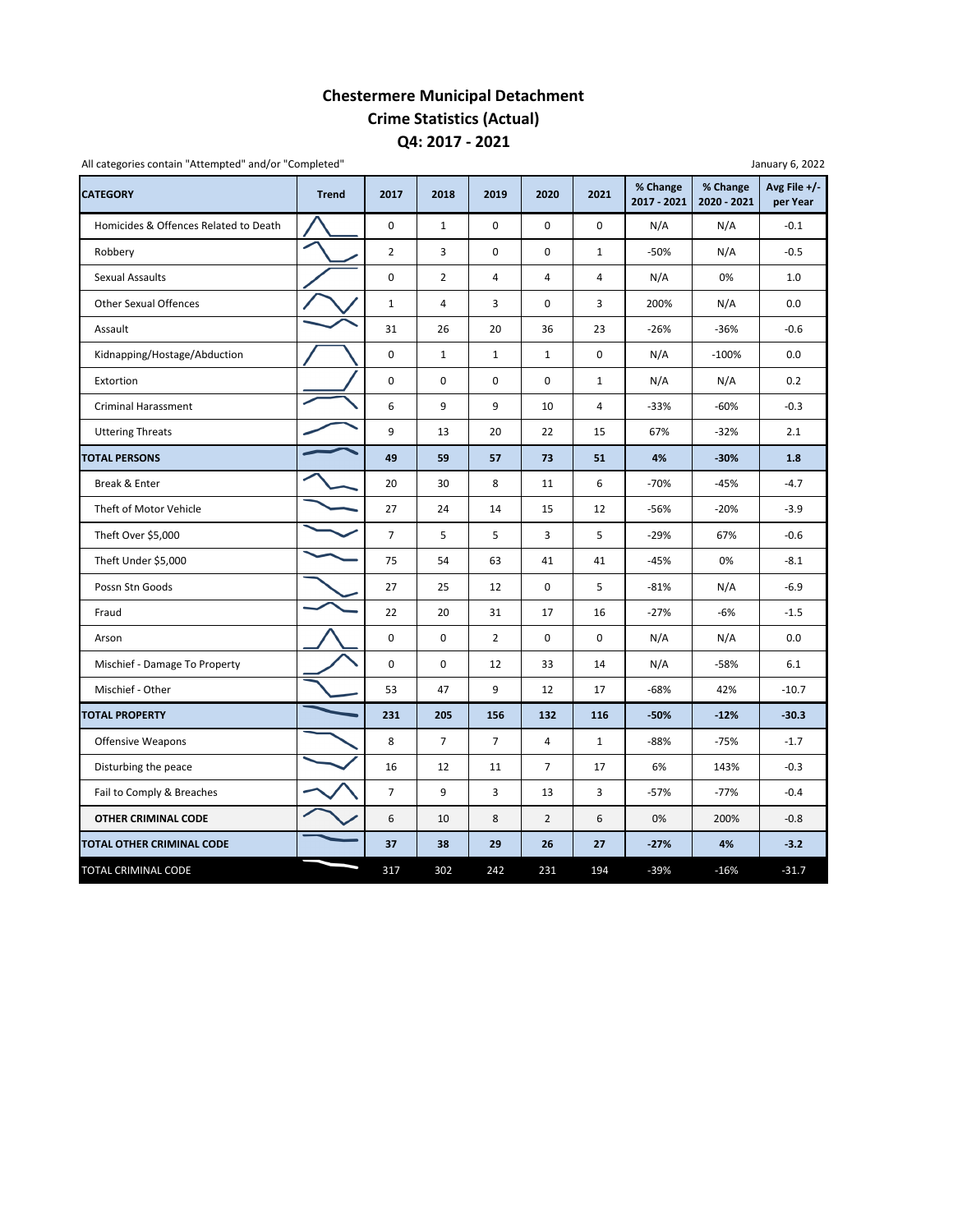# Chestermere Municipal Detachment
## Crime Statistics (Actual)
## Q4: 2017 - 2021

All categories contain "Attempted" and/or "Completed"

January 6, 2022

| CATEGORY | Trend | 2017 | 2018 | 2019 | 2020 | 2021 | % Change 2017 - 2021 | % Change 2020 - 2021 | Avg File +/- per Year |
|---|---|---|---|---|---|---|---|---|---|
| Homicides & Offences Related to Death | | 0 | 1 | 0 | 0 | 0 | N/A | N/A | -0.1 |
| Robbery | | 2 | 3 | 0 | 0 | 1 | -50% | N/A | -0.5 |
| Sexual Assaults | | 0 | 2 | 4 | 4 | 4 | N/A | 0% | 1.0 |
| Other Sexual Offences | | 1 | 4 | 3 | 0 | 3 | 200% | N/A | 0.0 |
| Assault | | 31 | 26 | 20 | 36 | 23 | -26% | -36% | -0.6 |
| Kidnapping/Hostage/Abduction | | 0 | 1 | 1 | 1 | 0 | N/A | -100% | 0.0 |
| Extortion | | 0 | 0 | 0 | 0 | 1 | N/A | N/A | 0.2 |
| Criminal Harassment | | 6 | 9 | 9 | 10 | 4 | -33% | -60% | -0.3 |
| Uttering Threats | | 9 | 13 | 20 | 22 | 15 | 67% | -32% | 2.1 |
| **TOTAL PERSONS** | | **49** | **59** | **57** | **73** | **51** | **4%** | **-30%** | **1.8** |
| Break & Enter | | 20 | 30 | 8 | 11 | 6 | -70% | -45% | -4.7 |
| Theft of Motor Vehicle | | 27 | 24 | 14 | 15 | 12 | -56% | -20% | -3.9 |
| Theft Over $5,000 | | 7 | 5 | 5 | 3 | 5 | -29% | 67% | -0.6 |
| Theft Under $5,000 | | 75 | 54 | 63 | 41 | 41 | -45% | 0% | -8.1 |
| Possn Stn Goods | | 27 | 25 | 12 | 0 | 5 | -81% | N/A | -6.9 |
| Fraud | | 22 | 20 | 31 | 17 | 16 | -27% | -6% | -1.5 |
| Arson | | 0 | 0 | 2 | 0 | 0 | N/A | N/A | 0.0 |
| Mischief - Damage To Property | | 0 | 0 | 12 | 33 | 14 | N/A | -58% | 6.1 |
| Mischief - Other | | 53 | 47 | 9 | 12 | 17 | -68% | 42% | -10.7 |
| **TOTAL PROPERTY** | | **231** | **205** | **156** | **132** | **116** | **-50%** | **-12%** | **-30.3** |
| Offensive Weapons | | 8 | 7 | 7 | 4 | 1 | -88% | -75% | -1.7 |
| Disturbing the peace | | 16 | 12 | 11 | 7 | 17 | 6% | 143% | -0.3 |
| Fail to Comply & Breaches | | 7 | 9 | 3 | 13 | 3 | -57% | -77% | -0.4 |
| **OTHER CRIMINAL CODE** | | 6 | 10 | 8 | 2 | 6 | 0% | 200% | -0.8 |
| **TOTAL OTHER CRIMINAL CODE** | | **37** | **38** | **29** | **26** | **27** | **-27%** | **4%** | **-3.2** |
| TOTAL CRIMINAL CODE | | 317 | 302 | 242 | 231 | 194 | -39% | -16% | -31.7 |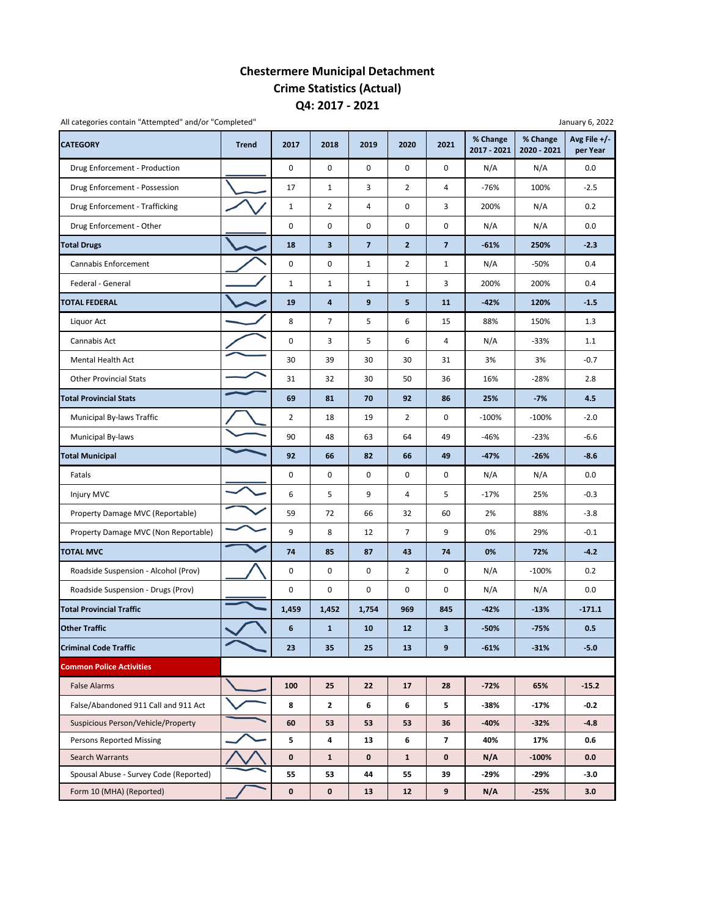# Chestermere Municipal Detachment
# Crime Statistics (Actual)
# Q4: 2017 - 2021

All categories contain "Attempted" and/or "Completed"

January 6, 2022

| CATEGORY | Trend | 2017 | 2018 | 2019 | 2020 | 2021 | % Change 2017 - 2021 | % Change 2020 - 2021 | Avg File +/- per Year |
|---|---|---|---|---|---|---|---|---|---|
| Drug Enforcement - Production | | 0 | 0 | 0 | 0 | 0 | N/A | N/A | 0.0 |
| Drug Enforcement - Possession | | 17 | 1 | 3 | 2 | 4 | -76% | 100% | -2.5 |
| Drug Enforcement - Trafficking | | 1 | 2 | 4 | 0 | 3 | 200% | N/A | 0.2 |
| Drug Enforcement - Other | | 0 | 0 | 0 | 0 | 0 | N/A | N/A | 0.0 |
| **Total Drugs** | | **18** | **3** | **7** | **2** | **7** | **-61%** | **250%** | **-2.3** |
| Cannabis Enforcement | | 0 | 0 | 1 | 2 | 1 | N/A | -50% | 0.4 |
| Federal - General | | 1 | 1 | 1 | 1 | 3 | 200% | 200% | 0.4 |
| **TOTAL FEDERAL** | | **19** | **4** | **9** | **5** | **11** | **-42%** | **120%** | **-1.5** |
| Liquor Act | | 8 | 7 | 5 | 6 | 15 | 88% | 150% | 1.3 |
| Cannabis Act | | 0 | 3 | 5 | 6 | 4 | N/A | -33% | 1.1 |
| Mental Health Act | | 30 | 39 | 30 | 30 | 31 | 3% | 3% | -0.7 |
| Other Provincial Stats | | 31 | 32 | 30 | 50 | 36 | 16% | -28% | 2.8 |
| **Total Provincial Stats** | | **69** | **81** | **70** | **92** | **86** | **25%** | **-7%** | **4.5** |
| Municipal By-laws Traffic | | 2 | 18 | 19 | 2 | 0 | -100% | -100% | -2.0 |
| Municipal By-laws | | 90 | 48 | 63 | 64 | 49 | -46% | -23% | -6.6 |
| **Total Municipal** | | **92** | **66** | **82** | **66** | **49** | **-47%** | **-26%** | **-8.6** |
| Fatals | | 0 | 0 | 0 | 0 | 0 | N/A | N/A | 0.0 |
| Injury MVC | | 6 | 5 | 9 | 4 | 5 | -17% | 25% | -0.3 |
| Property Damage MVC (Reportable) | | 59 | 72 | 66 | 32 | 60 | 2% | 88% | -3.8 |
| Property Damage MVC (Non Reportable) | | 9 | 8 | 12 | 7 | 9 | 0% | 29% | -0.1 |
| **TOTAL MVC** | | **74** | **85** | **87** | **43** | **74** | **0%** | **72%** | **-4.2** |
| Roadside Suspension - Alcohol (Prov) | | 0 | 0 | 0 | 2 | 0 | N/A | -100% | 0.2 |
| Roadside Suspension - Drugs (Prov) | | 0 | 0 | 0 | 0 | 0 | N/A | N/A | 0.0 |
| **Total Provincial Traffic** | | **1,459** | **1,452** | **1,754** | **969** | **845** | **-42%** | **-13%** | **-171.1** |
| **Other Traffic** | | **6** | **1** | **10** | **12** | **3** | **-50%** | **-75%** | **0.5** |
| **Criminal Code Traffic** | | **23** | **35** | **25** | **13** | **9** | **-61%** | **-31%** | **-5.0** |
| **Common Police Activities** | | | | | | | | | |
| False Alarms | | **100** | **25** | **22** | **17** | **28** | **-72%** | **65%** | **-15.2** |
| False/Abandoned 911 Call and 911 Act | | **8** | **2** | **6** | **6** | **5** | **-38%** | **-17%** | **-0.2** |
| Suspicious Person/Vehicle/Property | | **60** | **53** | **53** | **53** | **36** | **-40%** | **-32%** | **-4.8** |
| Persons Reported Missing | | **5** | **4** | **13** | **6** | **7** | **40%** | **17%** | **0.6** |
| Search Warrants | | **0** | **1** | **0** | **1** | **0** | **N/A** | **-100%** | **0.0** |
| Spousal Abuse - Survey Code (Reported) | | **55** | **53** | **44** | **55** | **39** | **-29%** | **-29%** | **-3.0** |
| Form 10 (MHA) (Reported) | | **0** | **0** | **13** | **12** | **9** | **N/A** | **-25%** | **3.0** |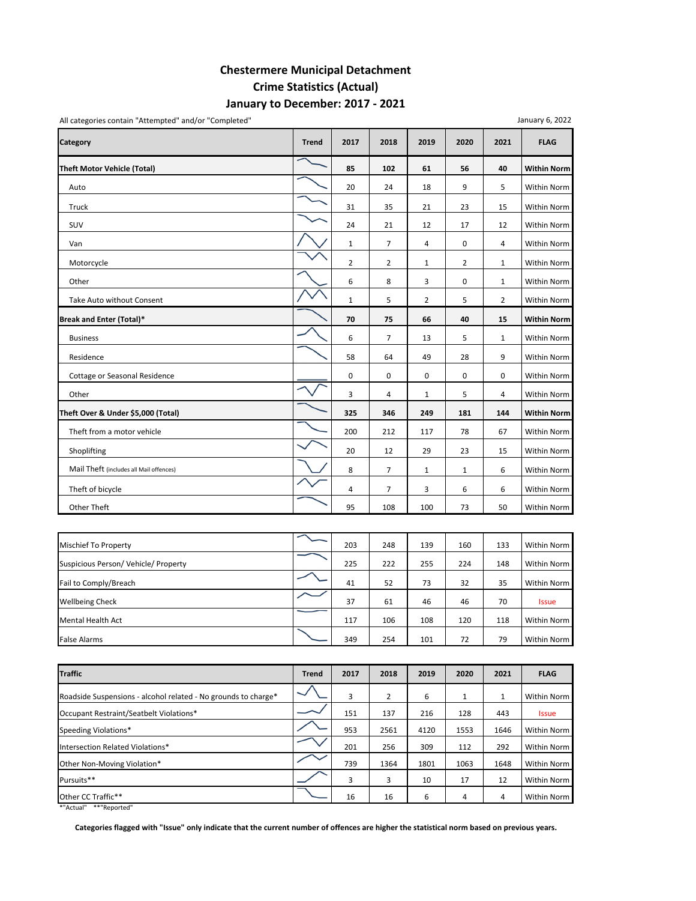# Chestermere Municipal Detachment
## Crime Statistics (Actual)
## January to December: 2017 - 2021

All categories contain "Attempted" and/or "Completed"

January 6, 2022

| Category | Trend | 2017 | 2018 | 2019 | 2020 | 2021 | FLAG |
|---|---|---|---|---|---|---|---|
| **Theft Motor Vehicle (Total)** | | **85** | **102** | **61** | **56** | **40** | **Within Norm** |
| Auto | | 20 | 24 | 18 | 9 | 5 | Within Norm |
| Truck | | 31 | 35 | 21 | 23 | 15 | Within Norm |
| SUV | | 24 | 21 | 12 | 17 | 12 | Within Norm |
| Van | | 1 | 7 | 4 | 0 | 4 | Within Norm |
| Motorcycle | | 2 | 2 | 1 | 2 | 1 | Within Norm |
| Other | | 6 | 8 | 3 | 0 | 1 | Within Norm |
| Take Auto without Consent | | 1 | 5 | 2 | 5 | 2 | Within Norm |
| **Break and Enter (Total)*** | | **70** | **75** | **66** | **40** | **15** | **Within Norm** |
| Business | | 6 | 7 | 13 | 5 | 1 | Within Norm |
| Residence | | 58 | 64 | 49 | 28 | 9 | Within Norm |
| Cottage or Seasonal Residence | | 0 | 0 | 0 | 0 | 0 | Within Norm |
| Other | | 3 | 4 | 1 | 5 | 4 | Within Norm |
| **Theft Over & Under $5,000 (Total)** | | **325** | **346** | **249** | **181** | **144** | **Within Norm** |
| Theft from a motor vehicle | | 200 | 212 | 117 | 78 | 67 | Within Norm |
| Shoplifting | | 20 | 12 | 29 | 23 | 15 | Within Norm |
| Mail Theft (includes all Mail offences) | | 8 | 7 | 1 | 1 | 6 | Within Norm |
| Theft of bicycle | | 4 | 7 | 3 | 6 | 6 | Within Norm |
| Other Theft | | 95 | 108 | 100 | 73 | 50 | Within Norm |

| Category | Trend | 2017 | 2018 | 2019 | 2020 | 2021 | FLAG |
|---|---|---|---|---|---|---|---|
| Mischief To Property | | 203 | 248 | 139 | 160 | 133 | Within Norm |
| Suspicious Person/ Vehicle/ Property | | 225 | 222 | 255 | 224 | 148 | Within Norm |
| Fail to Comply/Breach | | 41 | 52 | 73 | 32 | 35 | Within Norm |
| Wellbeing Check | | 37 | 61 | 46 | 46 | 70 | Issue |
| Mental Health Act | | 117 | 106 | 108 | 120 | 118 | Within Norm |
| False Alarms | | 349 | 254 | 101 | 72 | 79 | Within Norm |

| Traffic | Trend | 2017 | 2018 | 2019 | 2020 | 2021 | FLAG |
|---|---|---|---|---|---|---|---|
| Roadside Suspensions - alcohol related - No grounds to charge* | | 3 | 2 | 6 | 1 | 1 | Within Norm |
| Occupant Restraint/Seatbelt Violations* | | 151 | 137 | 216 | 128 | 443 | Issue |
| Speeding Violations* | | 953 | 2561 | 4120 | 1553 | 1646 | Within Norm |
| Intersection Related Violations* | | 201 | 256 | 309 | 112 | 292 | Within Norm |
| Other Non-Moving Violation* | | 739 | 1364 | 1801 | 1063 | 1648 | Within Norm |
| Pursuits** | | 3 | 3 | 10 | 17 | 12 | Within Norm |
| Other CC Traffic** | | 16 | 16 | 6 | 4 | 4 | Within Norm |

*"Actual" **"Reported"

**Categories flagged with "Issue" only indicate that the current number of offences are higher the statistical norm based on previous years.**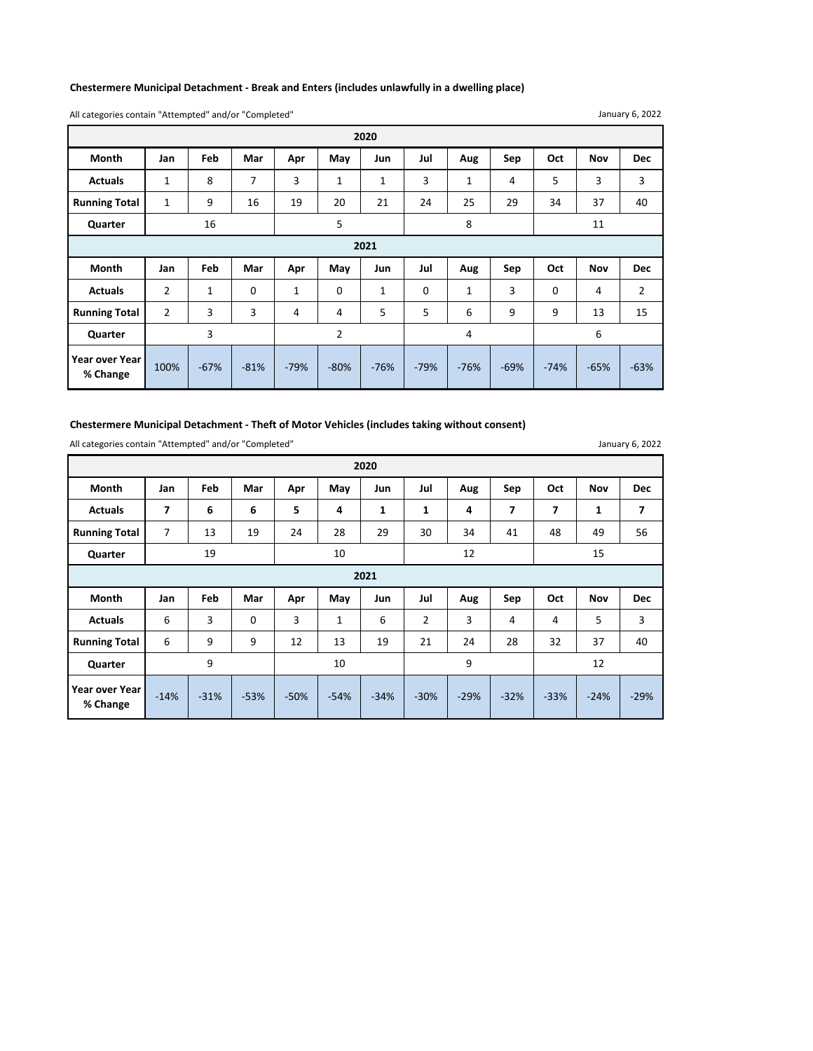**Chestermere Municipal Detachment - Break and Enters (includes unlawfully in a dwelling place)**

All categories contain "Attempted" and/or "Completed"

January 6, 2022

| 2020 | | | | | | | | | | | | |
|---|---|---|---|---|---|---|---|---|---|---|---|---|
| **Month** | **Jan** | **Feb** | **Mar** | **Apr** | **May** | **Jun** | **Jul** | **Aug** | **Sep** | **Oct** | **Nov** | **Dec** |
| **Actuals** | 1 | 8 | 7 | 3 | 1 | 1 | 3 | 1 | 4 | 5 | 3 | 3 |
| **Running Total** | 1 | 9 | 16 | 19 | 20 | 21 | 24 | 25 | 29 | 34 | 37 | 40 |
| **Quarter** | 16 | | | 5 | | | 8 | | | 11 | | |
| **2021** | | | | | | | | | | | | |
| **Month** | **Jan** | **Feb** | **Mar** | **Apr** | **May** | **Jun** | **Jul** | **Aug** | **Sep** | **Oct** | **Nov** | **Dec** |
| **Actuals** | 2 | 1 | 0 | 1 | 0 | 1 | 0 | 1 | 3 | 0 | 4 | 2 |
| **Running Total** | 2 | 3 | 3 | 4 | 4 | 5 | 5 | 6 | 9 | 9 | 13 | 15 |
| **Quarter** | 3 | | | 2 | | | 4 | | | 6 | | |
| **Year over Year % Change** | 100% | -67% | -81% | -79% | -80% | -76% | -79% | -76% | -69% | -74% | -65% | -63% |

**Chestermere Municipal Detachment - Theft of Motor Vehicles (includes taking without consent)**

All categories contain "Attempted" and/or "Completed"

January 6, 2022

| 2020 | | | | | | | | | | | | |
|---|---|---|---|---|---|---|---|---|---|---|---|---|
| **Month** | **Jan** | **Feb** | **Mar** | **Apr** | **May** | **Jun** | **Jul** | **Aug** | **Sep** | **Oct** | **Nov** | **Dec** |
| **Actuals** | **7** | **6** | **6** | **5** | **4** | **1** | **1** | **4** | **7** | **7** | **1** | **7** |
| **Running Total** | 7 | 13 | 19 | 24 | 28 | 29 | 30 | 34 | 41 | 48 | 49 | 56 |
| **Quarter** | 19 | | | 10 | | | 12 | | | 15 | | |
| **2021** | | | | | | | | | | | | |
| **Month** | **Jan** | **Feb** | **Mar** | **Apr** | **May** | **Jun** | **Jul** | **Aug** | **Sep** | **Oct** | **Nov** | **Dec** |
| **Actuals** | 6 | 3 | 0 | 3 | 1 | 6 | 2 | 3 | 4 | 4 | 5 | 3 |
| **Running Total** | 6 | 9 | 9 | 12 | 13 | 19 | 21 | 24 | 28 | 32 | 37 | 40 |
| **Quarter** | 9 | | | 10 | | | 9 | | | 12 | | |
| **Year over Year % Change** | -14% | -31% | -53% | -50% | -54% | -34% | -30% | -29% | -32% | -33% | -24% | -29% |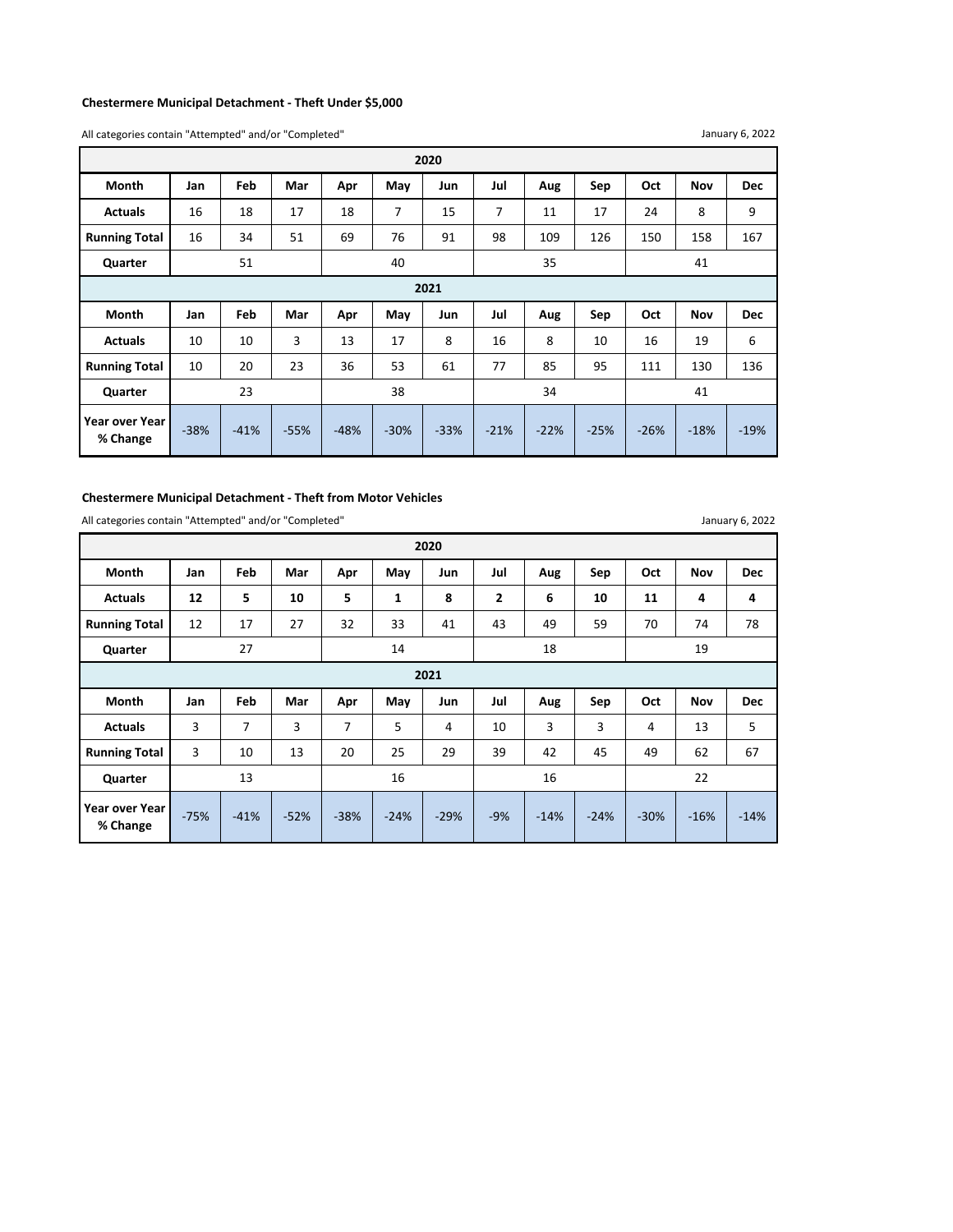**Chestermere Municipal Detachment - Theft Under $5,000**

All categories contain "Attempted" and/or "Completed"

January 6, 2022

| | | | | | | | | | | | | |
|---|---|---|---|---|---|---|---|---|---|---|---|---|
| **2020** | | | | | | | | | | | | |
| **Month** | **Jan** | **Feb** | **Mar** | **Apr** | **May** | **Jun** | **Jul** | **Aug** | **Sep** | **Oct** | **Nov** | **Dec** |
| **Actuals** | 16 | 18 | 17 | 18 | 7 | 15 | 7 | 11 | 17 | 24 | 8 | 9 |
| **Running Total** | 16 | 34 | 51 | 69 | 76 | 91 | 98 | 109 | 126 | 150 | 158 | 167 |
| **Quarter** | | 51 | | | 40 | | | 35 | | | 41 | |
| **2021** | | | | | | | | | | | | |
| **Month** | **Jan** | **Feb** | **Mar** | **Apr** | **May** | **Jun** | **Jul** | **Aug** | **Sep** | **Oct** | **Nov** | **Dec** |
| **Actuals** | 10 | 10 | 3 | 13 | 17 | 8 | 16 | 8 | 10 | 16 | 19 | 6 |
| **Running Total** | 10 | 20 | 23 | 36 | 53 | 61 | 77 | 85 | 95 | 111 | 130 | 136 |
| **Quarter** | | 23 | | | 38 | | | 34 | | | 41 | |
| **Year over Year % Change** | -38% | -41% | -55% | -48% | -30% | -33% | -21% | -22% | -25% | -26% | -18% | -19% |

**Chestermere Municipal Detachment - Theft from Motor Vehicles**

All categories contain "Attempted" and/or "Completed"

January 6, 2022

| | | | | | | | | | | | | |
|---|---|---|---|---|---|---|---|---|---|---|---|---|
| **2020** | | | | | | | | | | | | |
| **Month** | **Jan** | **Feb** | **Mar** | **Apr** | **May** | **Jun** | **Jul** | **Aug** | **Sep** | **Oct** | **Nov** | **Dec** |
| **Actuals** | **12** | **5** | **10** | **5** | **1** | **8** | **2** | **6** | **10** | **11** | **4** | **4** |
| **Running Total** | 12 | 17 | 27 | 32 | 33 | 41 | 43 | 49 | 59 | 70 | 74 | 78 |
| **Quarter** | | 27 | | | 14 | | | 18 | | | 19 | |
| **2021** | | | | | | | | | | | | |
| **Month** | **Jan** | **Feb** | **Mar** | **Apr** | **May** | **Jun** | **Jul** | **Aug** | **Sep** | **Oct** | **Nov** | **Dec** |
| **Actuals** | 3 | 7 | 3 | 7 | 5 | 4 | 10 | 3 | 3 | 4 | 13 | 5 |
| **Running Total** | 3 | 10 | 13 | 20 | 25 | 29 | 39 | 42 | 45 | 49 | 62 | 67 |
| **Quarter** | | 13 | | | 16 | | | 16 | | | 22 | |
| **Year over Year % Change** | -75% | -41% | -52% | -38% | -24% | -29% | -9% | -14% | -24% | -30% | -16% | -14% |